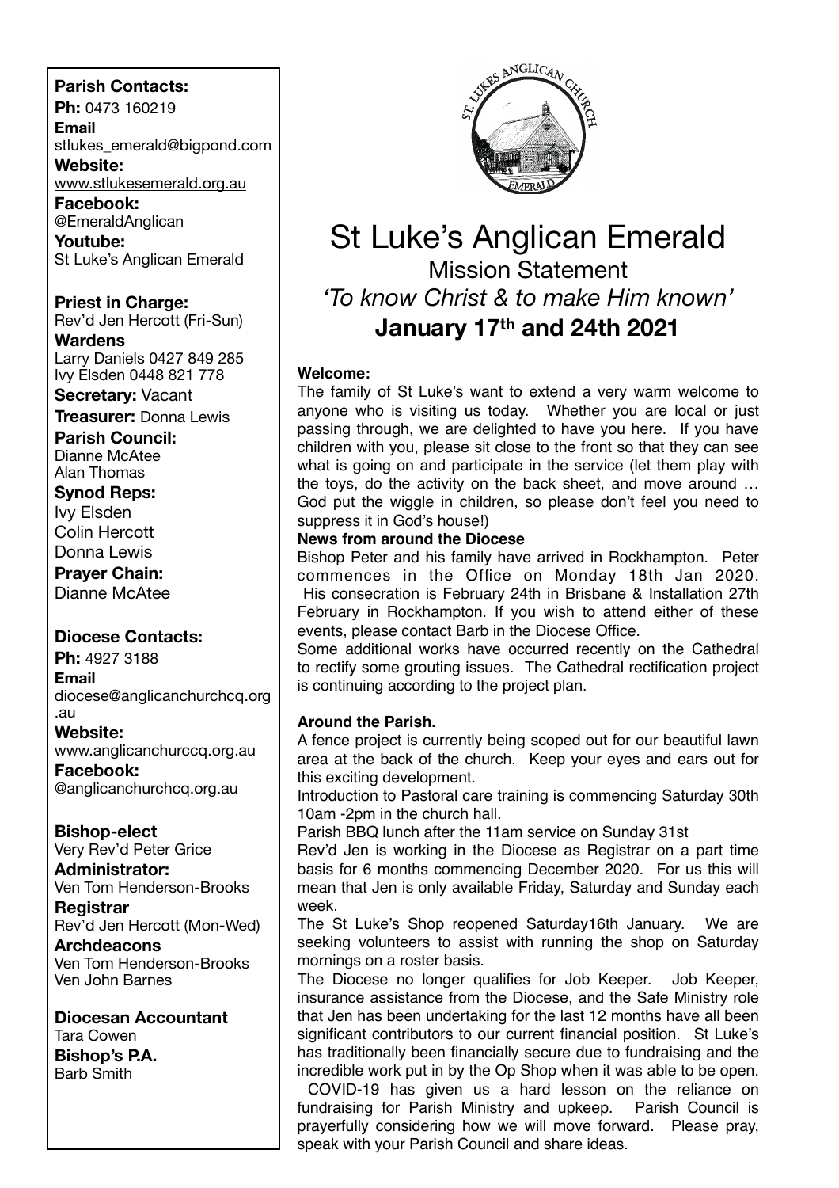# St Luke's Anglican Emerald

## Mission Statement

*'To know Christ & to make Him known'*

**January 17th and 24th 2021**

**Welcome:**

The family of St Luke's want to extend a very warm welcome to anyone who is visiting us today. Whether you are local or just passing through, we are delighted to have you here. If you have children with you, please sit close to the front so that they can see what is going on and participate in the service (let them play with the toys, do the activity on the back sheet, and move around … God put the wiggle in children, so please don't feel you need to suppress it in God's house!)

**News from around the Diocese**

Bishop Peter and his family have arrived in Rockhampton. Peter commences in the Office on Monday 18th Jan 2020. His consecration is February 24th in Brisbane & Installation 27th February in Rockhampton. If you wish to attend either of these events, please contact Barb in the Diocese Office.

Some additional works have occurred recently on the Cathedral to rectify some grouting issues. The Cathedral rectification project is continuing according to the project plan.

**Around the Parish.**

A fence project is currently being scoped out for our beautiful lawn area at the back of the church. Keep your eyes and ears out for this exciting development.

Introduction to Pastoral care training is commencing Saturday 30th 10am -2pm in the church hall.

Parish BBQ lunch after the 11am service on Sunday 31st

Rev'd Jen is working in the Diocese as Registrar on a part time basis for 6 months commencing December 2020. For us this will mean that Jen is only available Friday, Saturday and Sunday each week.

The St Luke's Shop reopened Saturday16th January. We are seeking volunteers to assist with running the shop on Saturday mornings on a roster basis.

The Diocese no longer qualifies for Job Keeper. Job Keeper, insurance assistance from the Diocese, and the Safe Ministry role that Jen has been undertaking for the last 12 months have all been significant contributors to our current financial position. St Luke's has traditionally been financially secure due to fundraising and the incredible work put in by the Op Shop when it was able to be open.

COVID-19 has given us a hard lesson on the reliance on fundraising for Parish Ministry and upkeep. Parish Council is prayerfully considering how we will move forward. Please pray, speak with your Parish Council and share ideas.

---

**Parish Contacts:**

**Ph:** 0473 160219

**Email**
stlukes_emerald@bigpond.com

**Website:**
www.stlukesemerald.org.au

**Facebook:**
@EmeraldAnglican

**Youtube:**
St Luke's Anglican Emerald

**Priest in Charge:**
Rev'd Jen Hercott (Fri-Sun)

**Wardens**
Larry Daniels 0427 849 285
Ivy Elsden 0448 821 778

**Secretary:** Vacant

**Treasurer:** Donna Lewis

**Parish Council:**
Dianne McAtee
Alan Thomas

**Synod Reps:**
Ivy Elsden
Colin Hercott
Donna Lewis

**Prayer Chain:**
Dianne McAtee

**Diocese Contacts:**

**Ph:** 4927 3188

**Email**
diocese@anglicanchurchcq.org.au

**Website:**
www.anglicanchurccq.org.au

**Facebook:**
@anglicanchurchcq.org.au

**Bishop-elect**
Very Rev'd Peter Grice

**Administrator:**
Ven Tom Henderson-Brooks

**Registrar**
Rev'd Jen Hercott (Mon-Wed)

**Archdeacons**
Ven Tom Henderson-Brooks
Ven John Barnes

**Diocesan Accountant**
Tara Cowen

**Bishop's P.A.**
Barb Smith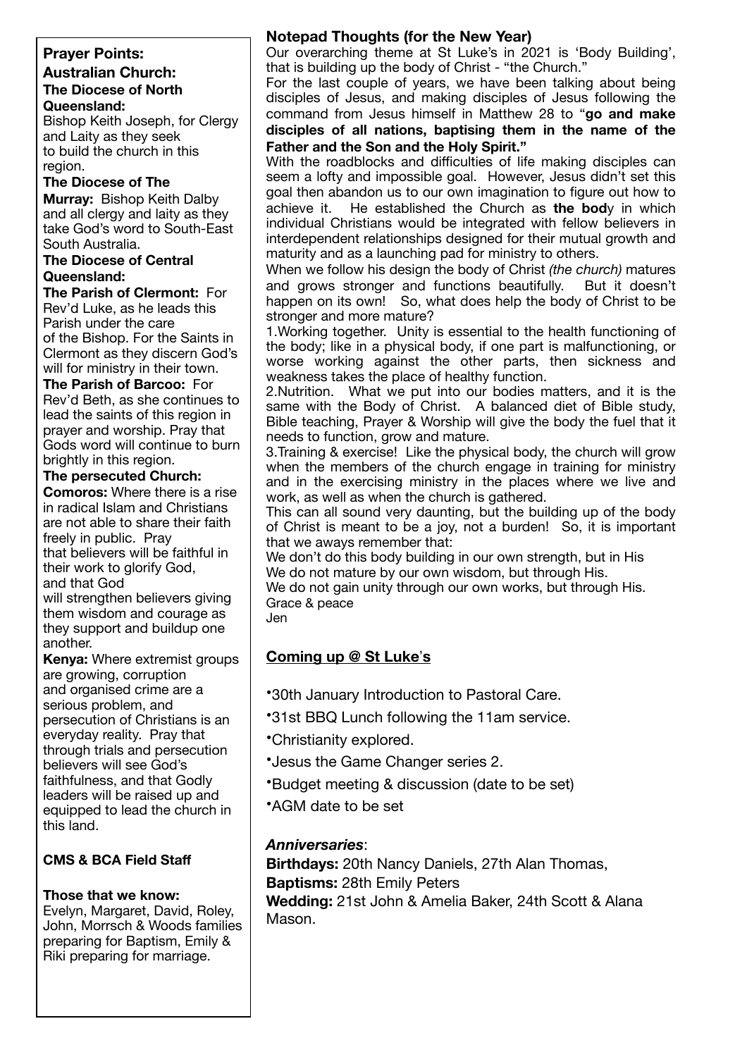**Prayer Points:**

**Australian Church:**

**The Diocese of North Queensland:**
Bishop Keith Joseph, for Clergy and Laity as they seek to build the church in this region.

**The Diocese of The Murray:** Bishop Keith Dalby and all clergy and laity as they take God's word to South-East South Australia.

**The Diocese of Central Queensland:**

**The Parish of Clermont:** For Rev'd Luke, as he leads this Parish under the care of the Bishop. For the Saints in Clermont as they discern God's will for ministry in their town.

**The Parish of Barcoo:** For Rev'd Beth, as she continues to lead the saints of this region in prayer and worship. Pray that Gods word will continue to burn brightly in this region.

**The persecuted Church:**

**Comoros:** Where there is a rise in radical Islam and Christians are not able to share their faith freely in public. Pray that believers will be faithful in their work to glorify God, and that God will strengthen believers giving them wisdom and courage as they support and buildup one another.

**Kenya:** Where extremist groups are growing, corruption and organised crime are a serious problem, and persecution of Christians is an everyday reality. Pray that through trials and persecution believers will see God's faithfulness, and that Godly leaders will be raised up and equipped to lead the church in this land.

**CMS & BCA Field Staff**

**Those that we know:**
Evelyn, Margaret, David, Roley, John, Morrsch & Woods families preparing for Baptism, Emily & Riki preparing for marriage.

## Notepad Thoughts (for the New Year)

Our overarching theme at St Luke's in 2021 is 'Body Building', that is building up the body of Christ - "the Church."

For the last couple of years, we have been talking about being disciples of Jesus, and making disciples of Jesus following the command from Jesus himself in Matthew 28 to "**go and make disciples of all nations, baptising them in the name of the Father and the Son and the Holy Spirit."**

With the roadblocks and difficulties of life making disciples can seem a lofty and impossible goal. However, Jesus didn't set this goal then abandon us to our own imagination to figure out how to achieve it. He established the Church as **the bod**y in which individual Christians would be integrated with fellow believers in interdependent relationships designed for their mutual growth and maturity and as a launching pad for ministry to others.

When we follow his design the body of Christ *(the church)* matures and grows stronger and functions beautifully. But it doesn't happen on its own! So, what does help the body of Christ to be stronger and more mature?

1.Working together. Unity is essential to the health functioning of the body; like in a physical body, if one part is malfunctioning, or worse working against the other parts, then sickness and weakness takes the place of healthy function.

2.Nutrition. What we put into our bodies matters, and it is the same with the Body of Christ. A balanced diet of Bible study, Bible teaching, Prayer & Worship will give the body the fuel that it needs to function, grow and mature.

3.Training & exercise! Like the physical body, the church will grow when the members of the church engage in training for ministry and in the exercising ministry in the places where we live and work, as well as when the church is gathered.

This can all sound very daunting, but the building up of the body of Christ is meant to be a joy, not a burden! So, it is important that we aways remember that:

We don't do this body building in our own strength, but in His
We do not mature by our own wisdom, but through His.
We do not gain unity through our own works, but through His.

Grace & peace
Jen

## Coming up @ St Luke's

- 30th January Introduction to Pastoral Care.
- 31st BBQ Lunch following the 11am service.
- Christianity explored.
- Jesus the Game Changer series 2.
- Budget meeting & discussion (date to be set)
- AGM date to be set

### *Anniversaries*:

**Birthdays:** 20th Nancy Daniels, 27th Alan Thomas,
**Baptisms:** 28th Emily Peters
**Wedding:** 21st John & Amelia Baker, 24th Scott & Alana Mason.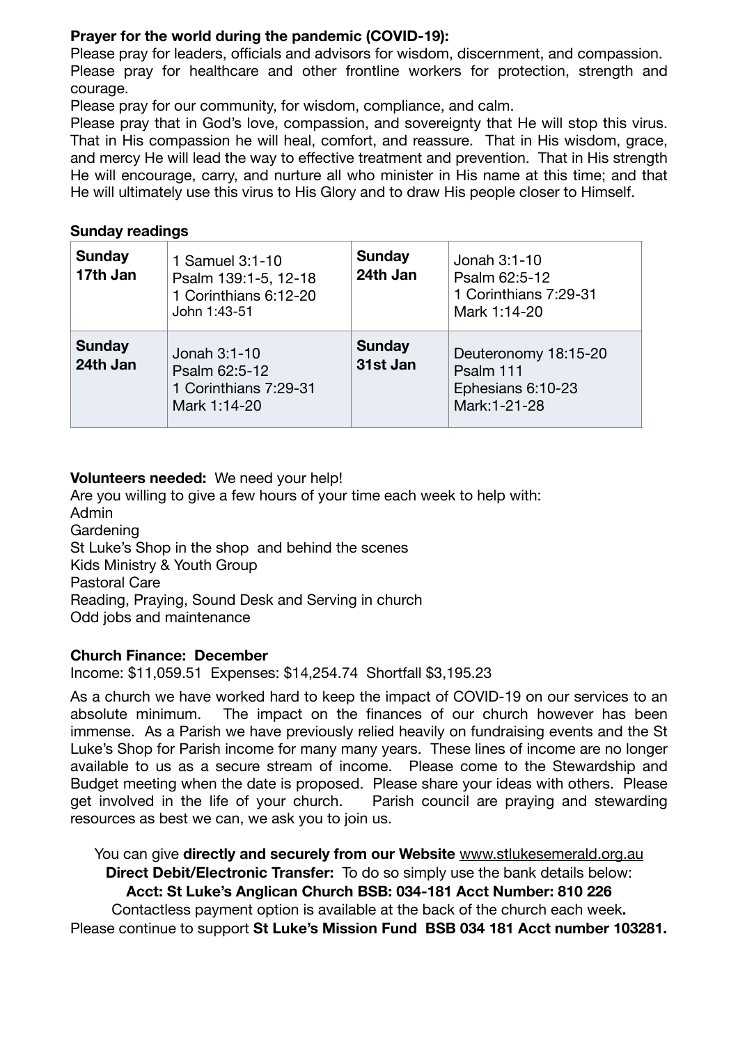**Prayer for the world during the pandemic (COVID-19):**

Please pray for leaders, officials and advisors for wisdom, discernment, and compassion. Please pray for healthcare and other frontline workers for protection, strength and courage.

Please pray for our community, for wisdom, compliance, and calm.

Please pray that in God's love, compassion, and sovereignty that He will stop this virus. That in His compassion he will heal, comfort, and reassure. That in His wisdom, grace, and mercy He will lead the way to effective treatment and prevention. That in His strength He will encourage, carry, and nurture all who minister in His name at this time; and that He will ultimately use this virus to His Glory and to draw His people closer to Himself.

**Sunday readings**

| **Sunday 17th Jan** | 1 Samuel 3:1-10<br>Psalm 139:1-5, 12-18<br>1 Corinthians 6:12-20<br>John 1:43-51 | **Sunday 24th Jan** | Jonah 3:1-10<br>Psalm 62:5-12<br>1 Corinthians 7:29-31<br>Mark 1:14-20 |
|---|---|---|---|
| **Sunday 24th Jan** | Jonah 3:1-10<br>Psalm 62:5-12<br>1 Corinthians 7:29-31<br>Mark 1:14-20 | **Sunday 31st Jan** | Deuteronomy 18:15-20<br>Psalm 111<br>Ephesians 6:10-23<br>Mark:1-21-28 |

**Volunteers needed:** We need your help!

Are you willing to give a few hours of your time each week to help with:

Admin
Gardening
St Luke's Shop in the shop and behind the scenes
Kids Ministry & Youth Group
Pastoral Care
Reading, Praying, Sound Desk and Serving in church
Odd jobs and maintenance

**Church Finance: December**

Income: $11,059.51 Expenses: $14,254.74 Shortfall $3,195.23

As a church we have worked hard to keep the impact of COVID-19 on our services to an absolute minimum. The impact on the finances of our church however has been immense. As a Parish we have previously relied heavily on fundraising events and the St Luke's Shop for Parish income for many many years. These lines of income are no longer available to us as a secure stream of income. Please come to the Stewardship and Budget meeting when the date is proposed. Please share your ideas with others. Please get involved in the life of your church. Parish council are praying and stewarding resources as best we can, we ask you to join us.

You can give **directly and securely from our Website** www.stlukesemerald.org.au

**Direct Debit/Electronic Transfer:** To do so simply use the bank details below:

**Acct: St Luke's Anglican Church BSB: 034-181 Acct Number: 810 226**

Contactless payment option is available at the back of the church each week**.**

Please continue to support **St Luke's Mission Fund BSB 034 181 Acct number 103281.**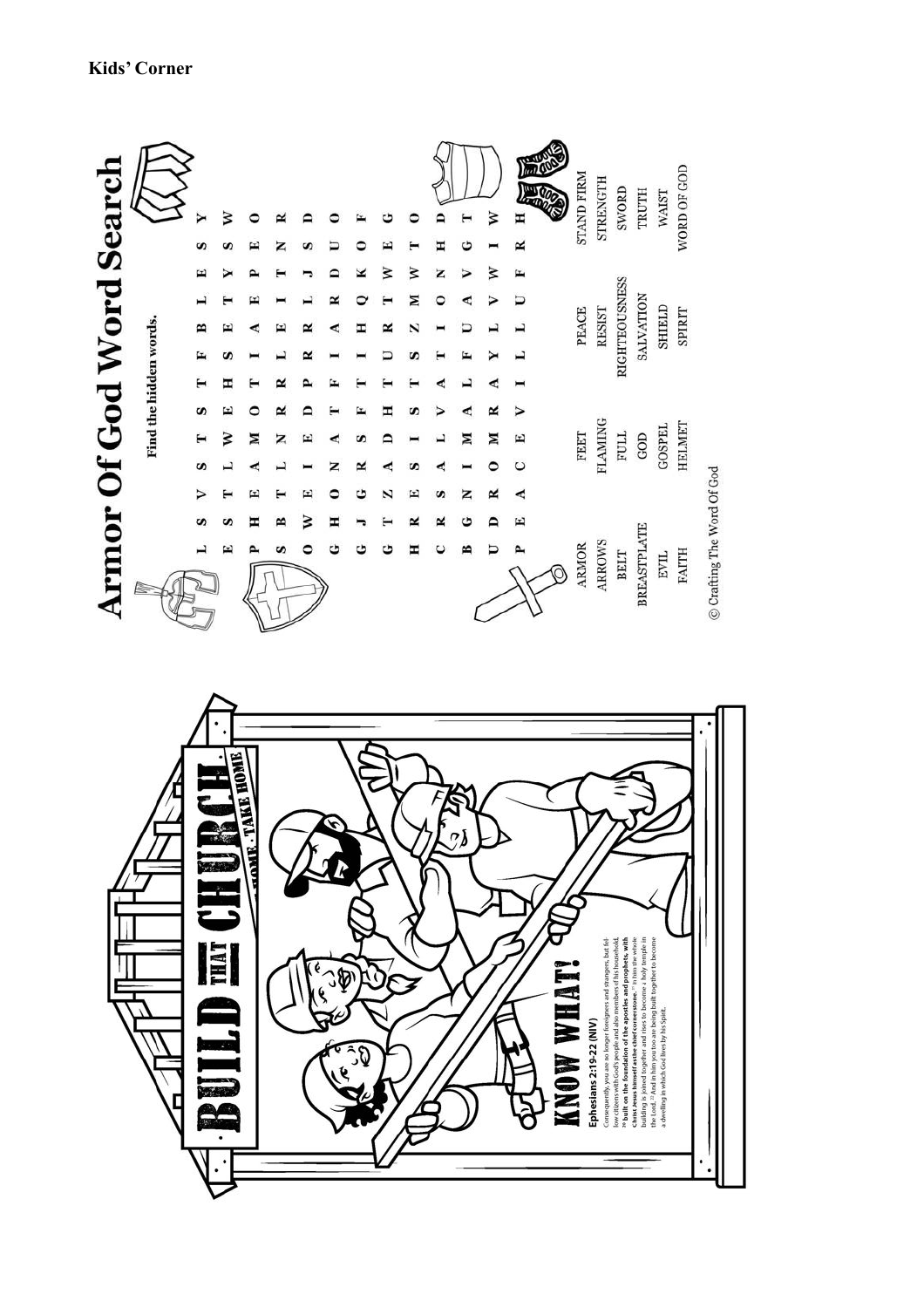# Kids' Corner

## BUILD THAT CHURCH

HOME. TAKE HOME

### KNOW WHAT!

**Ephesians 2:19-22 (NIV)**

Consequently, you are no longer foreigners and strangers, but fellow citizens with God's people and also members of his household, [20] **built on the foundation of the apostles and prophets, with Christ Jesus himself as the chief cornerstone.** [21] In him the whole building is joined together and rises to become a holy temple in the Lord. [22] And in him you too are being built together to become a dwelling in which God lives by his Spirit.

## Armor Of God Word Search

Find the hidden words.

```
L S V S T S T F B L E S Y
E S T L W E H S E T Y S W
P H E A M O T I A E P E O
S B T L N R R L E I T N R
O W E I E D P R R L J S D
G H O N A T F I A R D U O
G J G R S F T I H Q K O F
G T Z A D H T U R T W E G
H R E S I S T S Z M W T O
C R S A L V A T I O N H D
B G N I M A L F U A V G T
U D R O M R A Y L V W I W
P E A C E V I L L U F R H
```

| | | | |
|---|---|---|---|
| ARMOR | FEET | PEACE | STAND FIRM |
| ARROWS | FLAMING | RESIST | STRENGTH |
| BELT | FULL | RIGHTEOUSNESS | SWORD |
| BREASTPLATE | GOD | SALVATION | TRUTH |
| EVIL | GOSPEL | SHIELD | WAIST |
| FAITH | HELMET | SPIRIT | WORD OF GOD |

© Crafting The Word Of God